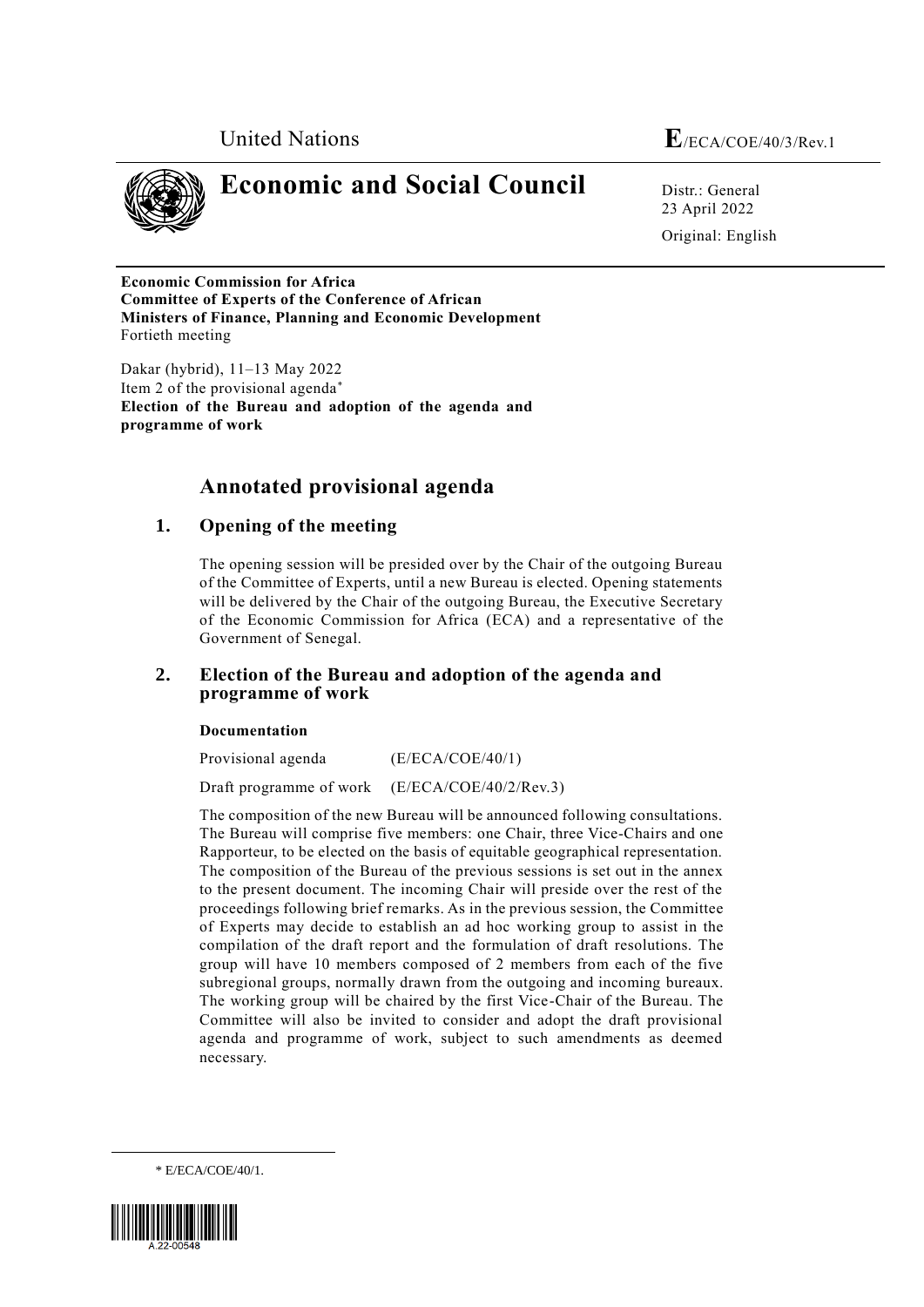United Nations **E**/ECA/COE/40/3/Rev.1

# Economic and Social Council

Distr.: General
23 April 2022

Original: English

**Economic Commission for Africa**
**Committee of Experts of the Conference of African Ministers of Finance, Planning and Economic Development**
Fortieth meeting

Dakar (hybrid), 11–13 May 2022
Item 2 of the provisional agenda*
**Election of the Bureau and adoption of the agenda and programme of work**

## Annotated provisional agenda

### 1. Opening of the meeting

The opening session will be presided over by the Chair of the outgoing Bureau of the Committee of Experts, until a new Bureau is elected. Opening statements will be delivered by the Chair of the outgoing Bureau, the Executive Secretary of the Economic Commission for Africa (ECA) and a representative of the Government of Senegal.

### 2. Election of the Bureau and adoption of the agenda and programme of work

**Documentation**

Provisional agenda (E/ECA/COE/40/1)

Draft programme of work (E/ECA/COE/40/2/Rev.3)

The composition of the new Bureau will be announced following consultations. The Bureau will comprise five members: one Chair, three Vice-Chairs and one Rapporteur, to be elected on the basis of equitable geographical representation. The composition of the Bureau of the previous sessions is set out in the annex to the present document. The incoming Chair will preside over the rest of the proceedings following brief remarks. As in the previous session, the Committee of Experts may decide to establish an ad hoc working group to assist in the compilation of the draft report and the formulation of draft resolutions. The group will have 10 members composed of 2 members from each of the five subregional groups, normally drawn from the outgoing and incoming bureaux. The working group will be chaired by the first Vice-Chair of the Bureau. The Committee will also be invited to consider and adopt the draft provisional agenda and programme of work, subject to such amendments as deemed necessary.

* E/ECA/COE/40/1.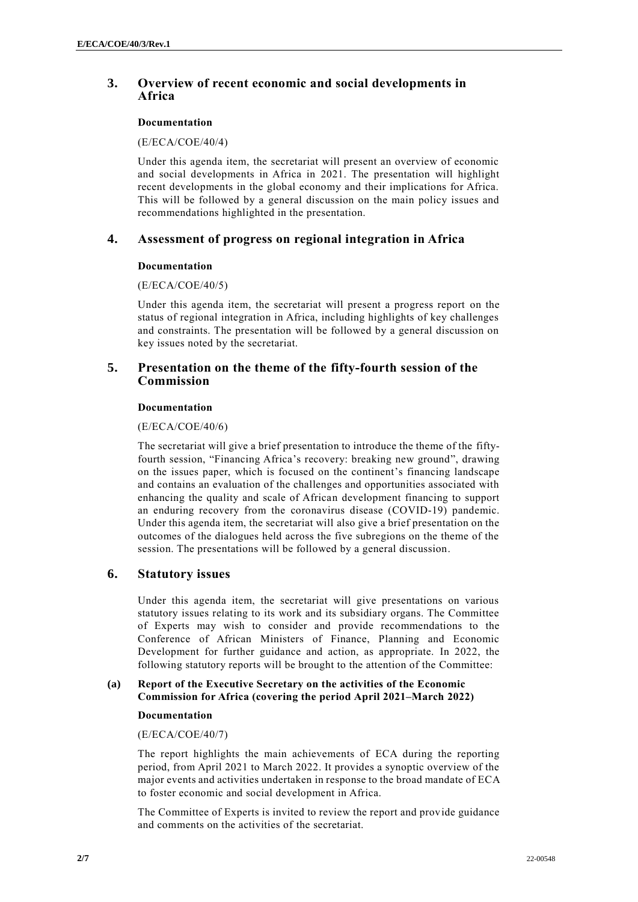## 3. Overview of recent economic and social developments in Africa

**Documentation**

(E/ECA/COE/40/4)

Under this agenda item, the secretariat will present an overview of economic and social developments in Africa in 2021. The presentation will highlight recent developments in the global economy and their implications for Africa. This will be followed by a general discussion on the main policy issues and recommendations highlighted in the presentation.

## 4. Assessment of progress on regional integration in Africa

**Documentation**

(E/ECA/COE/40/5)

Under this agenda item, the secretariat will present a progress report on the status of regional integration in Africa, including highlights of key challenges and constraints. The presentation will be followed by a general discussion on key issues noted by the secretariat.

## 5. Presentation on the theme of the fifty-fourth session of the Commission

**Documentation**

(E/ECA/COE/40/6)

The secretariat will give a brief presentation to introduce the theme of the fifty-fourth session, "Financing Africa's recovery: breaking new ground", drawing on the issues paper, which is focused on the continent's financing landscape and contains an evaluation of the challenges and opportunities associated with enhancing the quality and scale of African development financing to support an enduring recovery from the coronavirus disease (COVID-19) pandemic. Under this agenda item, the secretariat will also give a brief presentation on the outcomes of the dialogues held across the five subregions on the theme of the session. The presentations will be followed by a general discussion.

## 6. Statutory issues

Under this agenda item, the secretariat will give presentations on various statutory issues relating to its work and its subsidiary organs. The Committee of Experts may wish to consider and provide recommendations to the Conference of African Ministers of Finance, Planning and Economic Development for further guidance and action, as appropriate. In 2022, the following statutory reports will be brought to the attention of the Committee:

### (a) Report of the Executive Secretary on the activities of the Economic Commission for Africa (covering the period April 2021–March 2022)

**Documentation**

(E/ECA/COE/40/7)

The report highlights the main achievements of ECA during the reporting period, from April 2021 to March 2022. It provides a synoptic overview of the major events and activities undertaken in response to the broad mandate of ECA to foster economic and social development in Africa.

The Committee of Experts is invited to review the report and provide guidance and comments on the activities of the secretariat.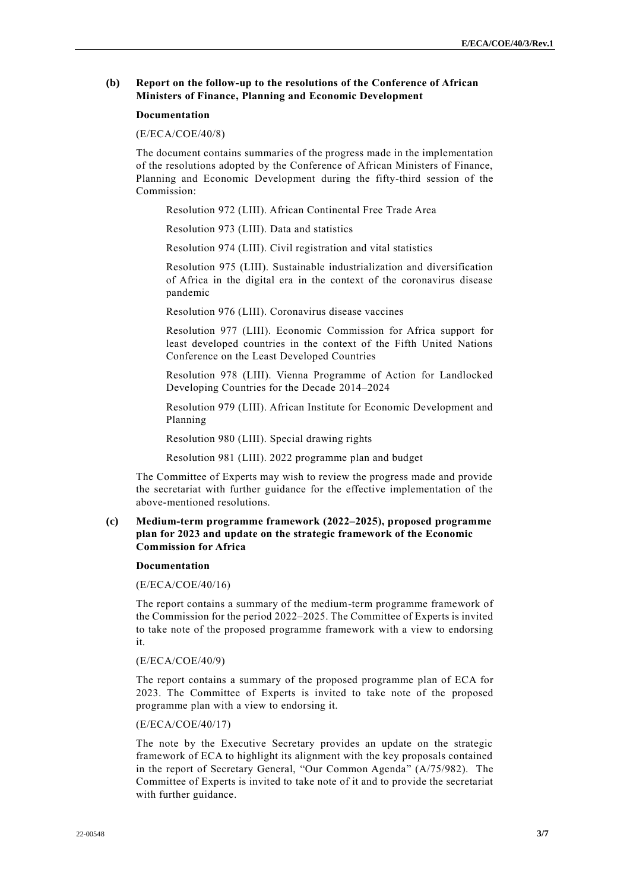**(b) Report on the follow-up to the resolutions of the Conference of African Ministers of Finance, Planning and Economic Development**

**Documentation**

(E/ECA/COE/40/8)

The document contains summaries of the progress made in the implementation of the resolutions adopted by the Conference of African Ministers of Finance, Planning and Economic Development during the fifty-third session of the Commission:

Resolution 972 (LIII). African Continental Free Trade Area

Resolution 973 (LIII). Data and statistics

Resolution 974 (LIII). Civil registration and vital statistics

Resolution 975 (LIII). Sustainable industrialization and diversification of Africa in the digital era in the context of the coronavirus disease pandemic

Resolution 976 (LIII). Coronavirus disease vaccines

Resolution 977 (LIII). Economic Commission for Africa support for least developed countries in the context of the Fifth United Nations Conference on the Least Developed Countries

Resolution 978 (LIII). Vienna Programme of Action for Landlocked Developing Countries for the Decade 2014–2024

Resolution 979 (LIII). African Institute for Economic Development and Planning

Resolution 980 (LIII). Special drawing rights

Resolution 981 (LIII). 2022 programme plan and budget

The Committee of Experts may wish to review the progress made and provide the secretariat with further guidance for the effective implementation of the above-mentioned resolutions.

**(c) Medium-term programme framework (2022–2025), proposed programme plan for 2023 and update on the strategic framework of the Economic Commission for Africa**

**Documentation**

(E/ECA/COE/40/16)

The report contains a summary of the medium-term programme framework of the Commission for the period 2022–2025. The Committee of Experts is invited to take note of the proposed programme framework with a view to endorsing it.

(E/ECA/COE/40/9)

The report contains a summary of the proposed programme plan of ECA for 2023. The Committee of Experts is invited to take note of the proposed programme plan with a view to endorsing it.

(E/ECA/COE/40/17)

The note by the Executive Secretary provides an update on the strategic framework of ECA to highlight its alignment with the key proposals contained in the report of Secretary General, "Our Common Agenda" (A/75/982). The Committee of Experts is invited to take note of it and to provide the secretariat with further guidance.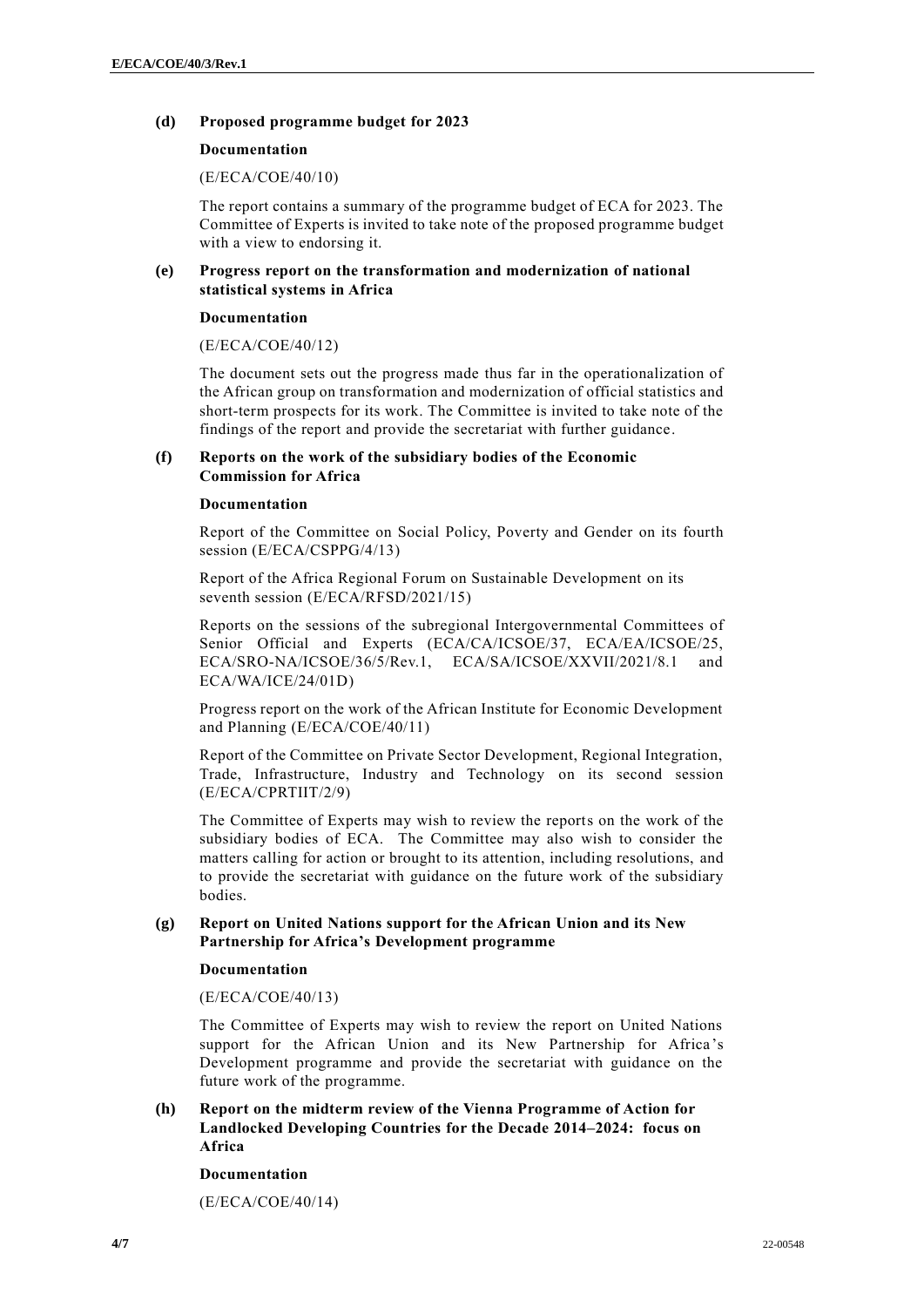**(d) Proposed programme budget for 2023**

**Documentation**

(E/ECA/COE/40/10)

The report contains a summary of the programme budget of ECA for 2023. The Committee of Experts is invited to take note of the proposed programme budget with a view to endorsing it.

**(e) Progress report on the transformation and modernization of national statistical systems in Africa**

**Documentation**

(E/ECA/COE/40/12)

The document sets out the progress made thus far in the operationalization of the African group on transformation and modernization of official statistics and short-term prospects for its work. The Committee is invited to take note of the findings of the report and provide the secretariat with further guidance.

**(f) Reports on the work of the subsidiary bodies of the Economic Commission for Africa**

**Documentation**

Report of the Committee on Social Policy, Poverty and Gender on its fourth session (E/ECA/CSPPG/4/13)

Report of the Africa Regional Forum on Sustainable Development on its seventh session (E/ECA/RFSD/2021/15)

Reports on the sessions of the subregional Intergovernmental Committees of Senior Official and Experts (ECA/CA/ICSOE/37, ECA/EA/ICSOE/25, ECA/SRO-NA/ICSOE/36/5/Rev.1, ECA/SA/ICSOE/XXVII/2021/8.1 and ECA/WA/ICE/24/01D)

Progress report on the work of the African Institute for Economic Development and Planning (E/ECA/COE/40/11)

Report of the Committee on Private Sector Development, Regional Integration, Trade, Infrastructure, Industry and Technology on its second session (E/ECA/CPRTIIT/2/9)

The Committee of Experts may wish to review the reports on the work of the subsidiary bodies of ECA. The Committee may also wish to consider the matters calling for action or brought to its attention, including resolutions, and to provide the secretariat with guidance on the future work of the subsidiary bodies.

**(g) Report on United Nations support for the African Union and its New Partnership for Africa's Development programme**

**Documentation**

(E/ECA/COE/40/13)

The Committee of Experts may wish to review the report on United Nations support for the African Union and its New Partnership for Africa's Development programme and provide the secretariat with guidance on the future work of the programme.

**(h) Report on the midterm review of the Vienna Programme of Action for Landlocked Developing Countries for the Decade 2014–2024: focus on Africa**

**Documentation**

(E/ECA/COE/40/14)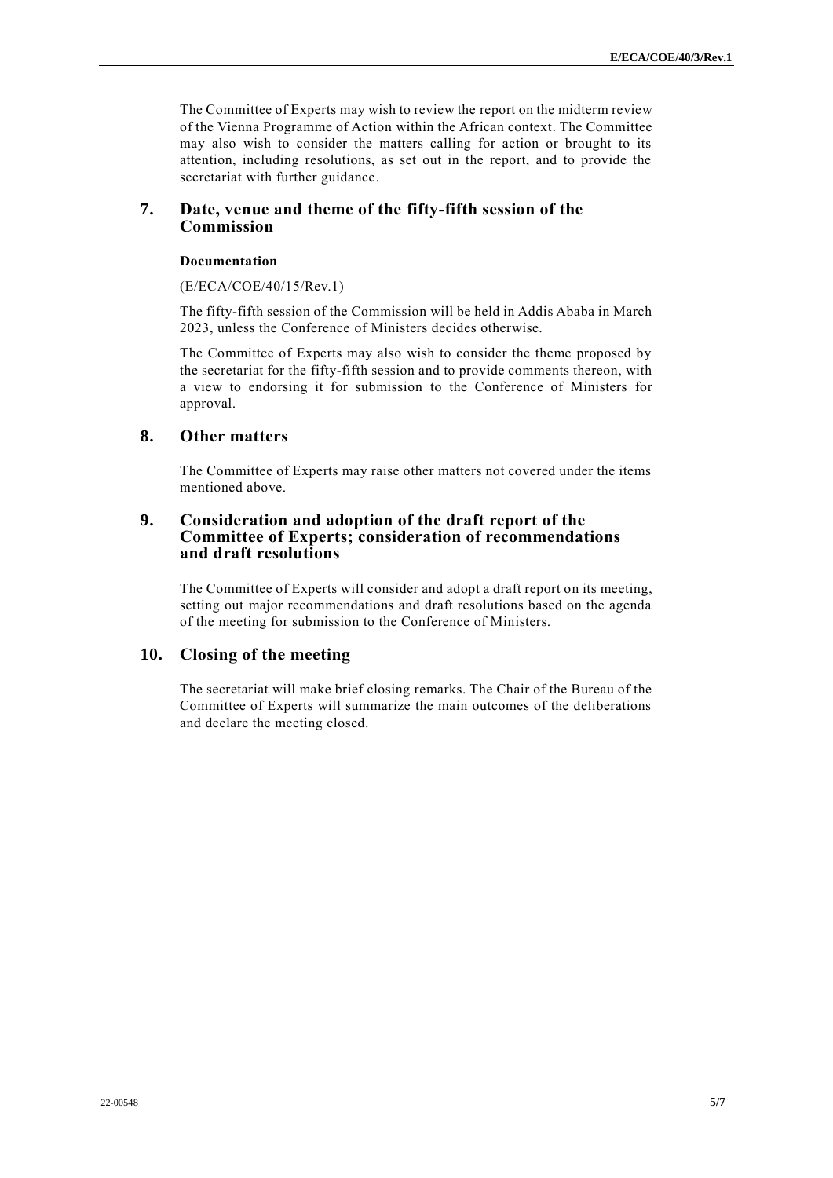The Committee of Experts may wish to review the report on the midterm review of the Vienna Programme of Action within the African context. The Committee may also wish to consider the matters calling for action or brought to its attention, including resolutions, as set out in the report, and to provide the secretariat with further guidance.

## 7. Date, venue and theme of the fifty-fifth session of the Commission

**Documentation**

(E/ECA/COE/40/15/Rev.1)

The fifty-fifth session of the Commission will be held in Addis Ababa in March 2023, unless the Conference of Ministers decides otherwise.

The Committee of Experts may also wish to consider the theme proposed by the secretariat for the fifty-fifth session and to provide comments thereon, with a view to endorsing it for submission to the Conference of Ministers for approval.

## 8. Other matters

The Committee of Experts may raise other matters not covered under the items mentioned above.

## 9. Consideration and adoption of the draft report of the Committee of Experts; consideration of recommendations and draft resolutions

The Committee of Experts will consider and adopt a draft report on its meeting, setting out major recommendations and draft resolutions based on the agenda of the meeting for submission to the Conference of Ministers.

## 10. Closing of the meeting

The secretariat will make brief closing remarks. The Chair of the Bureau of the Committee of Experts will summarize the main outcomes of the deliberations and declare the meeting closed.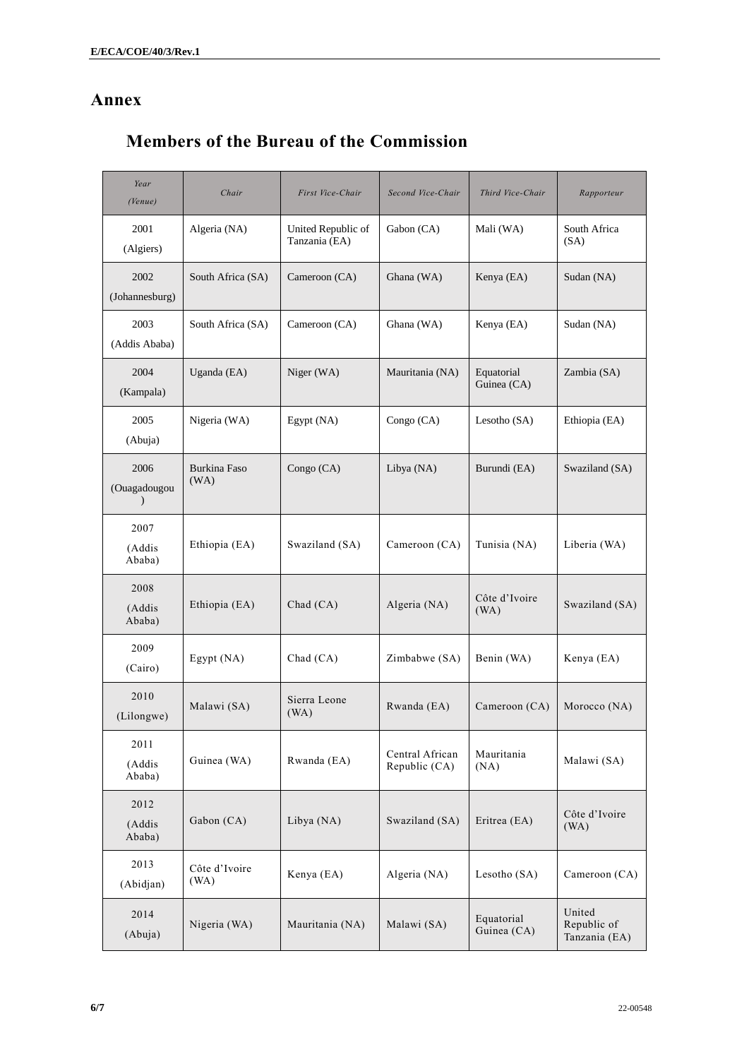# Annex

## Members of the Bureau of the Commission

| *Year (Venue)* | *Chair* | *First Vice-Chair* | *Second Vice-Chair* | *Third Vice-Chair* | *Rapporteur* |
|---|---|---|---|---|---|
| 2001 (Algiers) | Algeria (NA) | United Republic of Tanzania (EA) | Gabon (CA) | Mali (WA) | South Africa (SA) |
| 2002 (Johannesburg) | South Africa (SA) | Cameroon (CA) | Ghana (WA) | Kenya (EA) | Sudan (NA) |
| 2003 (Addis Ababa) | South Africa (SA) | Cameroon (CA) | Ghana (WA) | Kenya (EA) | Sudan (NA) |
| 2004 (Kampala) | Uganda (EA) | Niger (WA) | Mauritania (NA) | Equatorial Guinea (CA) | Zambia (SA) |
| 2005 (Abuja) | Nigeria (WA) | Egypt (NA) | Congo (CA) | Lesotho (SA) | Ethiopia (EA) |
| 2006 (Ouagadougou) | Burkina Faso (WA) | Congo (CA) | Libya (NA) | Burundi (EA) | Swaziland (SA) |
| 2007 (Addis Ababa) | Ethiopia (EA) | Swaziland (SA) | Cameroon (CA) | Tunisia (NA) | Liberia (WA) |
| 2008 (Addis Ababa) | Ethiopia (EA) | Chad (CA) | Algeria (NA) | Côte d'Ivoire (WA) | Swaziland (SA) |
| 2009 (Cairo) | Egypt (NA) | Chad (CA) | Zimbabwe (SA) | Benin (WA) | Kenya (EA) |
| 2010 (Lilongwe) | Malawi (SA) | Sierra Leone (WA) | Rwanda (EA) | Cameroon (CA) | Morocco (NA) |
| 2011 (Addis Ababa) | Guinea (WA) | Rwanda (EA) | Central African Republic (CA) | Mauritania (NA) | Malawi (SA) |
| 2012 (Addis Ababa) | Gabon (CA) | Libya (NA) | Swaziland (SA) | Eritrea (EA) | Côte d'Ivoire (WA) |
| 2013 (Abidjan) | Côte d'Ivoire (WA) | Kenya (EA) | Algeria (NA) | Lesotho (SA) | Cameroon (CA) |
| 2014 (Abuja) | Nigeria (WA) | Mauritania (NA) | Malawi (SA) | Equatorial Guinea (CA) | United Republic of Tanzania (EA) |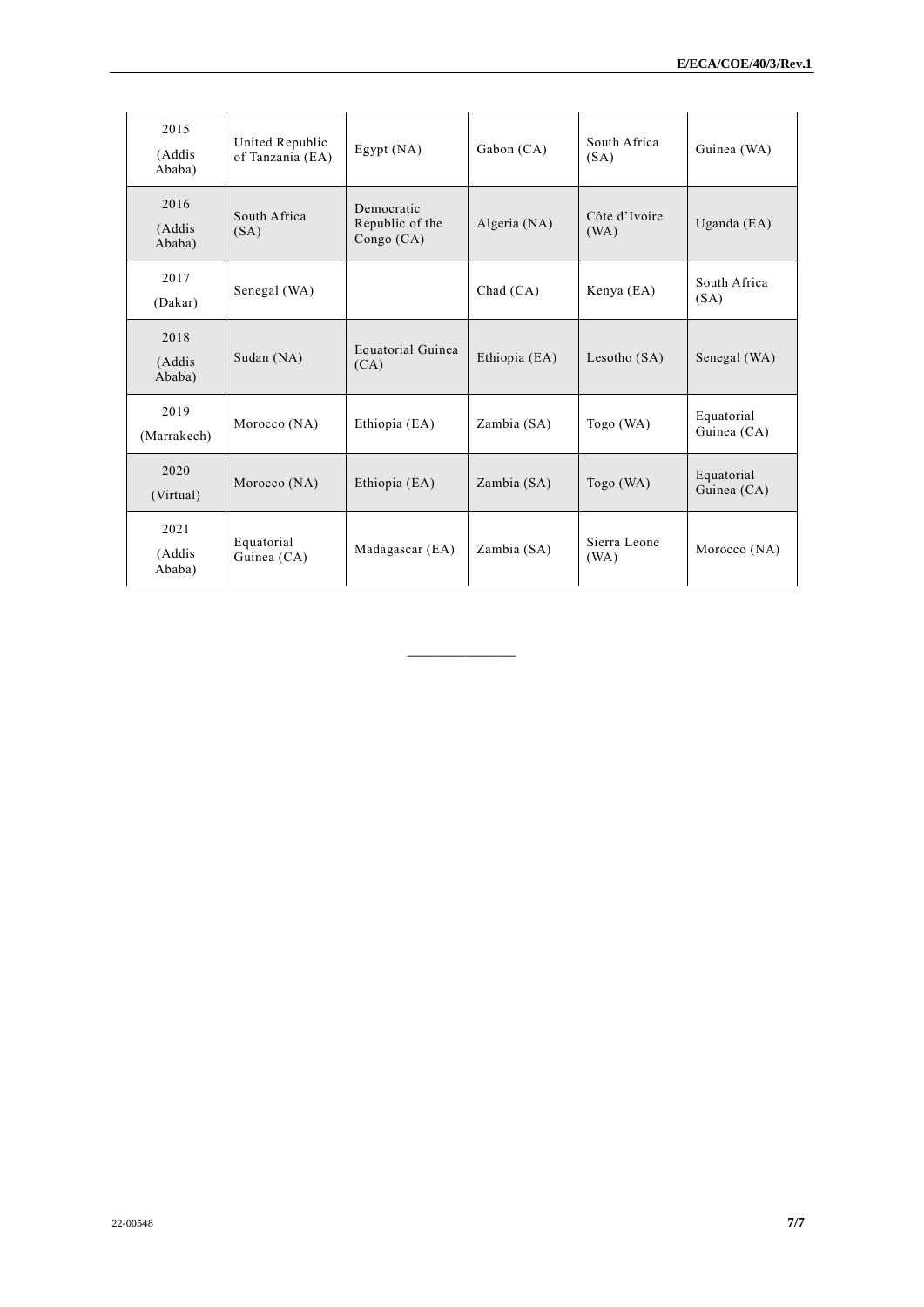| | | | | | |
|---|---|---|---|---|---|
| 2015 (Addis Ababa) | United Republic of Tanzania (EA) | Egypt (NA) | Gabon (CA) | South Africa (SA) | Guinea (WA) |
| 2016 (Addis Ababa) | South Africa (SA) | Democratic Republic of the Congo (CA) | Algeria (NA) | Côte d'Ivoire (WA) | Uganda (EA) |
| 2017 (Dakar) | Senegal (WA) | | Chad (CA) | Kenya (EA) | South Africa (SA) |
| 2018 (Addis Ababa) | Sudan (NA) | Equatorial Guinea (CA) | Ethiopia (EA) | Lesotho (SA) | Senegal (WA) |
| 2019 (Marrakech) | Morocco (NA) | Ethiopia (EA) | Zambia (SA) | Togo (WA) | Equatorial Guinea (CA) |
| 2020 (Virtual) | Morocco (NA) | Ethiopia (EA) | Zambia (SA) | Togo (WA) | Equatorial Guinea (CA) |
| 2021 (Addis Ababa) | Equatorial Guinea (CA) | Madagascar (EA) | Zambia (SA) | Sierra Leone (WA) | Morocco (NA) |